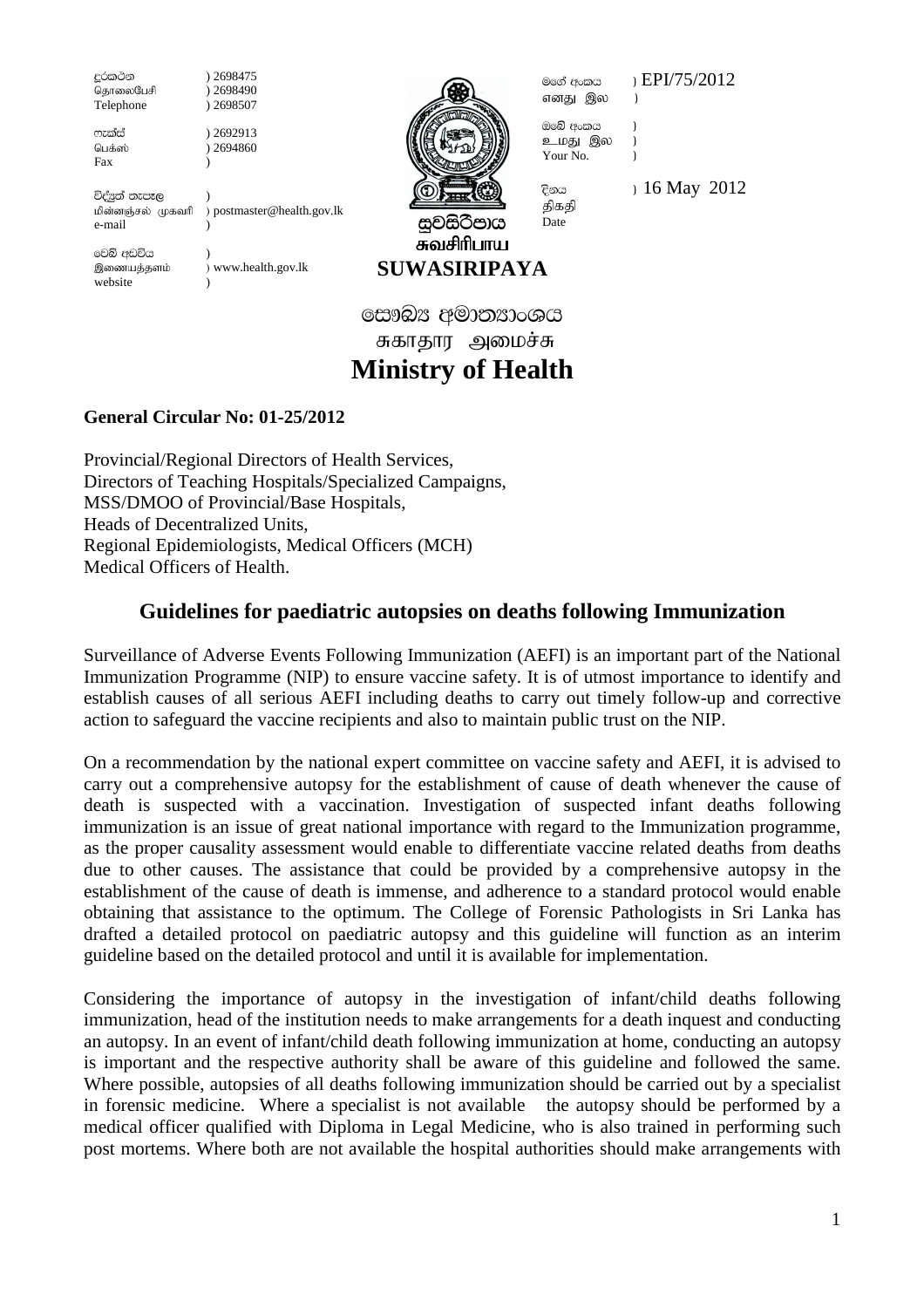| | | |
|---|---|---|
| දුරකථන<br>தொலைபேசி<br>Telephone | ) 2698475<br>) 2698490<br>) 2698507 | |
| ෆැක්ස්<br>பெக்ஸ்<br>Fax | ) 2692913<br>) 2694860<br>) | |
| විද්‍යුත් තැපෑල<br>மின்னஞ்சல் முகவரி<br>e-mail | )<br>) postmaster@health.gov.lk<br>) | |
| වෙබ් අඩවිය<br>இணையத்தளம்<br>website | )<br>) www.health.gov.lk<br>) | |

සුවසිරිපාය
சுவசிரிபாய
**SUWASIRIPAYA**

| | |
|---|---|
| මගේ අංකය<br>எனது இல | ) EPI/75/2012<br>) |
| ඔබේ අංකය<br>உமது இல<br>Your No. | )<br>)<br>) |
| දිනය<br>திகதி<br>Date | ) 16 May 2012 |

සෞඛ්‍ය අමාත්‍යාංශය
சுகாதார அமைச்சு
# Ministry of Health

**General Circular No: 01-25/2012**

Provincial/Regional Directors of Health Services,
Directors of Teaching Hospitals/Specialized Campaigns,
MSS/DMOO of Provincial/Base Hospitals,
Heads of Decentralized Units,
Regional Epidemiologists, Medical Officers (MCH)
Medical Officers of Health.

## Guidelines for paediatric autopsies on deaths following Immunization

Surveillance of Adverse Events Following Immunization (AEFI) is an important part of the National Immunization Programme (NIP) to ensure vaccine safety. It is of utmost importance to identify and establish causes of all serious AEFI including deaths to carry out timely follow-up and corrective action to safeguard the vaccine recipients and also to maintain public trust on the NIP.

On a recommendation by the national expert committee on vaccine safety and AEFI, it is advised to carry out a comprehensive autopsy for the establishment of cause of death whenever the cause of death is suspected with a vaccination. Investigation of suspected infant deaths following immunization is an issue of great national importance with regard to the Immunization programme, as the proper causality assessment would enable to differentiate vaccine related deaths from deaths due to other causes. The assistance that could be provided by a comprehensive autopsy in the establishment of the cause of death is immense, and adherence to a standard protocol would enable obtaining that assistance to the optimum. The College of Forensic Pathologists in Sri Lanka has drafted a detailed protocol on paediatric autopsy and this guideline will function as an interim guideline based on the detailed protocol and until it is available for implementation.

Considering the importance of autopsy in the investigation of infant/child deaths following immunization, head of the institution needs to make arrangements for a death inquest and conducting an autopsy. In an event of infant/child death following immunization at home, conducting an autopsy is important and the respective authority shall be aware of this guideline and followed the same. Where possible, autopsies of all deaths following immunization should be carried out by a specialist in forensic medicine. Where a specialist is not available the autopsy should be performed by a medical officer qualified with Diploma in Legal Medicine, who is also trained in performing such post mortems. Where both are not available the hospital authorities should make arrangements with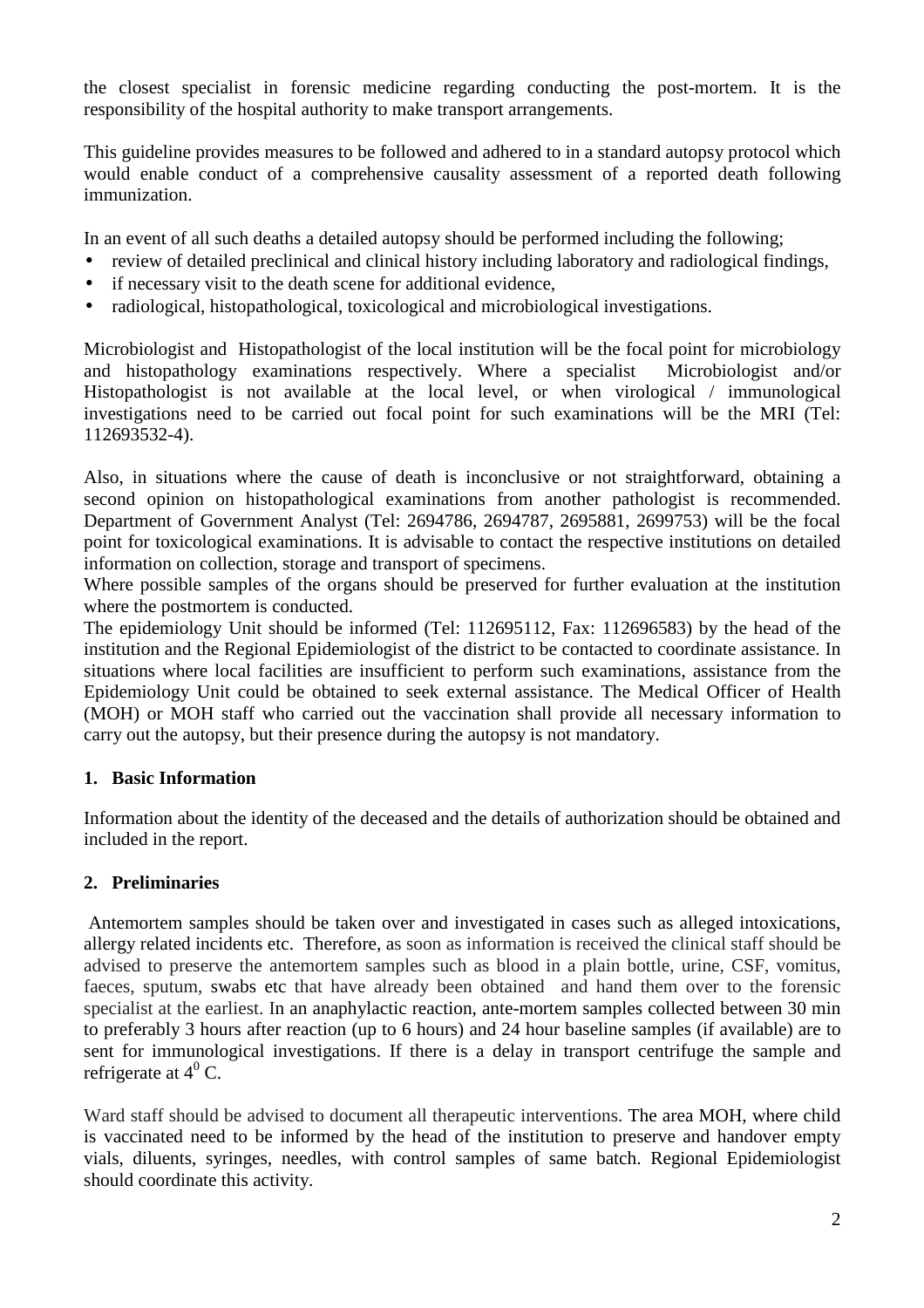the closest specialist in forensic medicine regarding conducting the post-mortem. It is the responsibility of the hospital authority to make transport arrangements.

This guideline provides measures to be followed and adhered to in a standard autopsy protocol which would enable conduct of a comprehensive causality assessment of a reported death following immunization.

In an event of all such deaths a detailed autopsy should be performed including the following;

- review of detailed preclinical and clinical history including laboratory and radiological findings,
- if necessary visit to the death scene for additional evidence,
- radiological, histopathological, toxicological and microbiological investigations.

Microbiologist and Histopathologist of the local institution will be the focal point for microbiology and histopathology examinations respectively. Where a specialist Microbiologist and/or Histopathologist is not available at the local level, or when virological / immunological investigations need to be carried out focal point for such examinations will be the MRI (Tel: 112693532-4).

Also, in situations where the cause of death is inconclusive or not straightforward, obtaining a second opinion on histopathological examinations from another pathologist is recommended. Department of Government Analyst (Tel: 2694786, 2694787, 2695881, 2699753) will be the focal point for toxicological examinations. It is advisable to contact the respective institutions on detailed information on collection, storage and transport of specimens.

Where possible samples of the organs should be preserved for further evaluation at the institution where the postmortem is conducted.

The epidemiology Unit should be informed (Tel: 112695112, Fax: 112696583) by the head of the institution and the Regional Epidemiologist of the district to be contacted to coordinate assistance. In situations where local facilities are insufficient to perform such examinations, assistance from the Epidemiology Unit could be obtained to seek external assistance. The Medical Officer of Health (MOH) or MOH staff who carried out the vaccination shall provide all necessary information to carry out the autopsy, but their presence during the autopsy is not mandatory.

## 1. Basic Information

Information about the identity of the deceased and the details of authorization should be obtained and included in the report.

## 2. Preliminaries

Antemortem samples should be taken over and investigated in cases such as alleged intoxications, allergy related incidents etc. Therefore, as soon as information is received the clinical staff should be advised to preserve the antemortem samples such as blood in a plain bottle, urine, CSF, vomitus, faeces, sputum, swabs etc that have already been obtained and hand them over to the forensic specialist at the earliest. In an anaphylactic reaction, ante-mortem samples collected between 30 min to preferably 3 hours after reaction (up to 6 hours) and 24 hour baseline samples (if available) are to sent for immunological investigations. If there is a delay in transport centrifuge the sample and refrigerate at $4^0$ C.

Ward staff should be advised to document all therapeutic interventions. The area MOH, where child is vaccinated need to be informed by the head of the institution to preserve and handover empty vials, diluents, syringes, needles, with control samples of same batch. Regional Epidemiologist should coordinate this activity.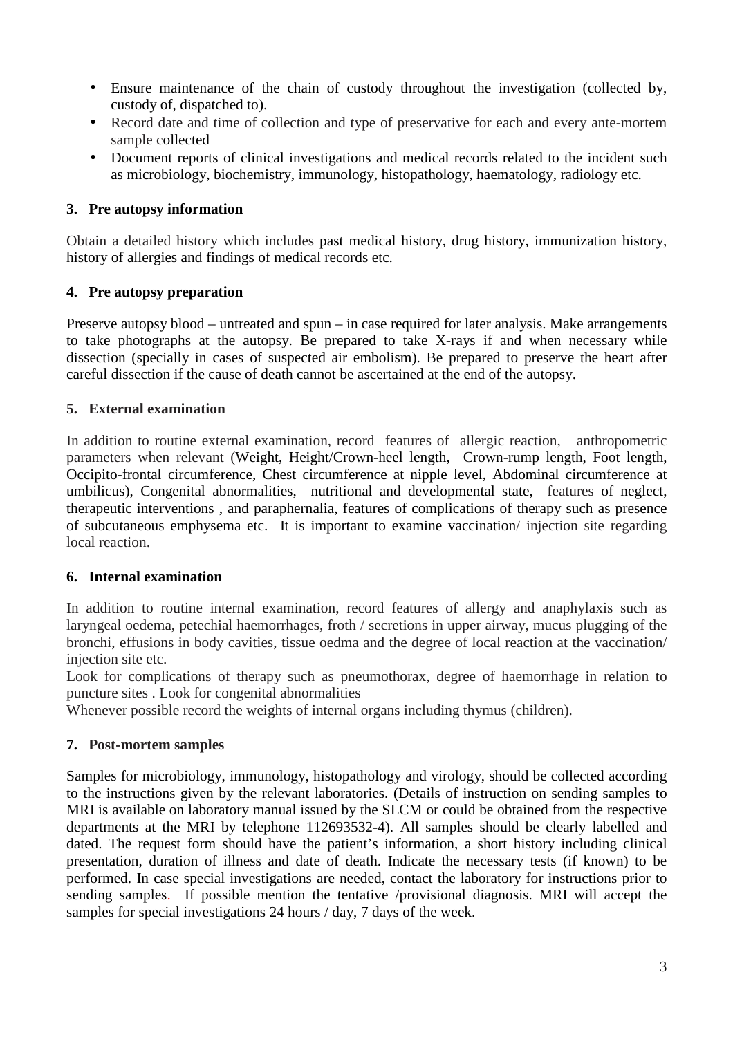- Ensure maintenance of the chain of custody throughout the investigation (collected by, custody of, dispatched to).
- Record date and time of collection and type of preservative for each and every ante-mortem sample collected
- Document reports of clinical investigations and medical records related to the incident such as microbiology, biochemistry, immunology, histopathology, haematology, radiology etc.

## 3. Pre autopsy information

Obtain a detailed history which includes past medical history, drug history, immunization history, history of allergies and findings of medical records etc.

## 4. Pre autopsy preparation

Preserve autopsy blood – untreated and spun – in case required for later analysis. Make arrangements to take photographs at the autopsy. Be prepared to take X-rays if and when necessary while dissection (specially in cases of suspected air embolism). Be prepared to preserve the heart after careful dissection if the cause of death cannot be ascertained at the end of the autopsy.

## 5. External examination

In addition to routine external examination, record features of allergic reaction, anthropometric parameters when relevant (Weight, Height/Crown-heel length, Crown-rump length, Foot length, Occipito-frontal circumference, Chest circumference at nipple level, Abdominal circumference at umbilicus), Congenital abnormalities, nutritional and developmental state, features of neglect, therapeutic interventions , and paraphernalia, features of complications of therapy such as presence of subcutaneous emphysema etc. It is important to examine vaccination/ injection site regarding local reaction.

## 6. Internal examination

In addition to routine internal examination, record features of allergy and anaphylaxis such as laryngeal oedema, petechial haemorrhages, froth / secretions in upper airway, mucus plugging of the bronchi, effusions in body cavities, tissue oedma and the degree of local reaction at the vaccination/ injection site etc.

Look for complications of therapy such as pneumothorax, degree of haemorrhage in relation to puncture sites . Look for congenital abnormalities

Whenever possible record the weights of internal organs including thymus (children).

## 7. Post-mortem samples

Samples for microbiology, immunology, histopathology and virology, should be collected according to the instructions given by the relevant laboratories. (Details of instruction on sending samples to MRI is available on laboratory manual issued by the SLCM or could be obtained from the respective departments at the MRI by telephone 112693532-4). All samples should be clearly labelled and dated. The request form should have the patient's information, a short history including clinical presentation, duration of illness and date of death. Indicate the necessary tests (if known) to be performed. In case special investigations are needed, contact the laboratory for instructions prior to sending samples. If possible mention the tentative /provisional diagnosis. MRI will accept the samples for special investigations 24 hours / day, 7 days of the week.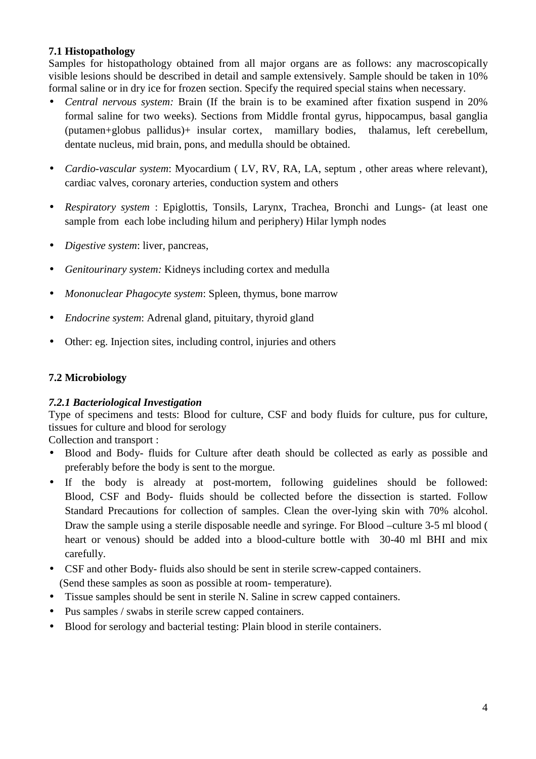### 7.1 Histopathology

Samples for histopathology obtained from all major organs are as follows: any macroscopically visible lesions should be described in detail and sample extensively. Sample should be taken in 10% formal saline or in dry ice for frozen section. Specify the required special stains when necessary.

- *Central nervous system:* Brain (If the brain is to be examined after fixation suspend in 20% formal saline for two weeks). Sections from Middle frontal gyrus, hippocampus, basal ganglia (putamen+globus pallidus)+ insular cortex, mamillary bodies, thalamus, left cerebellum, dentate nucleus, mid brain, pons, and medulla should be obtained.
- *Cardio-vascular system*: Myocardium ( LV, RV, RA, LA, septum , other areas where relevant), cardiac valves, coronary arteries, conduction system and others
- *Respiratory system* : Epiglottis, Tonsils, Larynx, Trachea, Bronchi and Lungs- (at least one sample from each lobe including hilum and periphery) Hilar lymph nodes
- *Digestive system*: liver, pancreas,
- *Genitourinary system:* Kidneys including cortex and medulla
- *Mononuclear Phagocyte system*: Spleen, thymus, bone marrow
- *Endocrine system*: Adrenal gland, pituitary, thyroid gland
- Other: eg. Injection sites, including control, injuries and others

### 7.2 Microbiology

#### *7.2.1 Bacteriological Investigation*

Type of specimens and tests: Blood for culture, CSF and body fluids for culture, pus for culture, tissues for culture and blood for serology

Collection and transport :

- Blood and Body- fluids for Culture after death should be collected as early as possible and preferably before the body is sent to the morgue.
- If the body is already at post-mortem, following guidelines should be followed: Blood, CSF and Body- fluids should be collected before the dissection is started. Follow Standard Precautions for collection of samples. Clean the over-lying skin with 70% alcohol. Draw the sample using a sterile disposable needle and syringe. For Blood –culture 3-5 ml blood ( heart or venous) should be added into a blood-culture bottle with 30-40 ml BHI and mix carefully.
- CSF and other Body- fluids also should be sent in sterile screw-capped containers. (Send these samples as soon as possible at room- temperature).
- Tissue samples should be sent in sterile N. Saline in screw capped containers.
- Pus samples / swabs in sterile screw capped containers.
- Blood for serology and bacterial testing: Plain blood in sterile containers.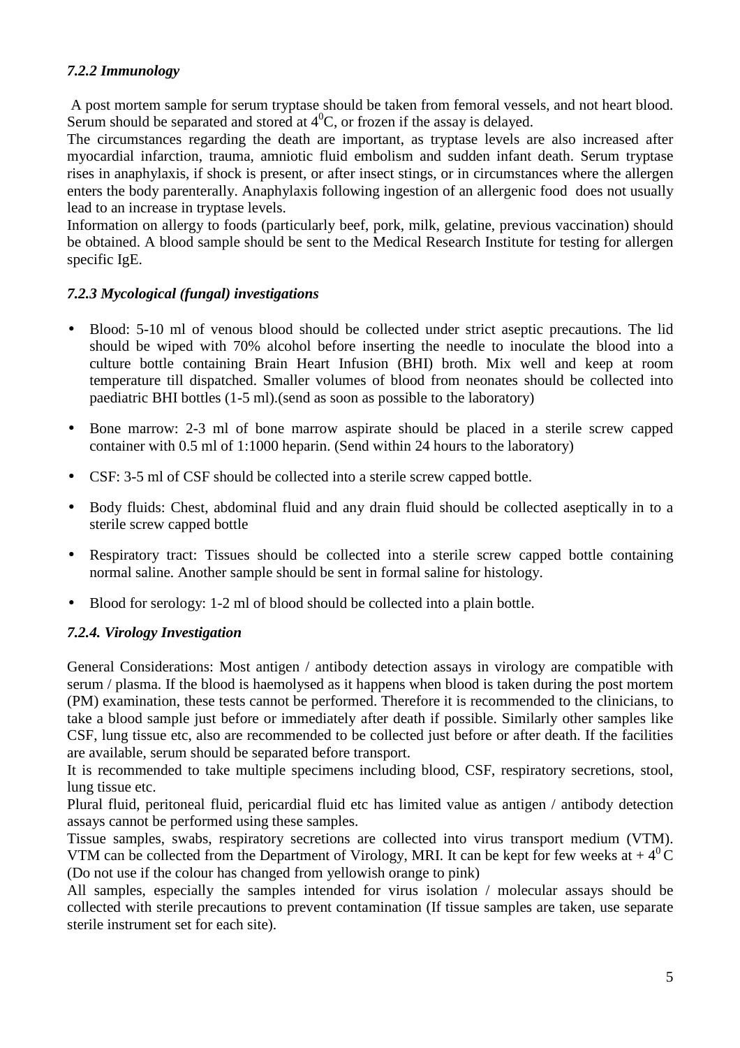### *7.2.2 Immunology*

A post mortem sample for serum tryptase should be taken from femoral vessels, and not heart blood. Serum should be separated and stored at $4^0$C, or frozen if the assay is delayed.

The circumstances regarding the death are important, as tryptase levels are also increased after myocardial infarction, trauma, amniotic fluid embolism and sudden infant death. Serum tryptase rises in anaphylaxis, if shock is present, or after insect stings, or in circumstances where the allergen enters the body parenterally. Anaphylaxis following ingestion of an allergenic food does not usually lead to an increase in tryptase levels.

Information on allergy to foods (particularly beef, pork, milk, gelatine, previous vaccination) should be obtained. A blood sample should be sent to the Medical Research Institute for testing for allergen specific IgE.

### *7.2.3 Mycological (fungal) investigations*

- Blood: 5-10 ml of venous blood should be collected under strict aseptic precautions. The lid should be wiped with 70% alcohol before inserting the needle to inoculate the blood into a culture bottle containing Brain Heart Infusion (BHI) broth. Mix well and keep at room temperature till dispatched. Smaller volumes of blood from neonates should be collected into paediatric BHI bottles (1-5 ml).(send as soon as possible to the laboratory)
- Bone marrow: 2-3 ml of bone marrow aspirate should be placed in a sterile screw capped container with 0.5 ml of 1:1000 heparin. (Send within 24 hours to the laboratory)
- CSF: 3-5 ml of CSF should be collected into a sterile screw capped bottle.
- Body fluids: Chest, abdominal fluid and any drain fluid should be collected aseptically in to a sterile screw capped bottle
- Respiratory tract: Tissues should be collected into a sterile screw capped bottle containing normal saline. Another sample should be sent in formal saline for histology.
- Blood for serology: 1-2 ml of blood should be collected into a plain bottle.

### *7.2.4. Virology Investigation*

General Considerations: Most antigen / antibody detection assays in virology are compatible with serum / plasma. If the blood is haemolysed as it happens when blood is taken during the post mortem (PM) examination, these tests cannot be performed. Therefore it is recommended to the clinicians, to take a blood sample just before or immediately after death if possible. Similarly other samples like CSF, lung tissue etc, also are recommended to be collected just before or after death. If the facilities are available, serum should be separated before transport.

It is recommended to take multiple specimens including blood, CSF, respiratory secretions, stool, lung tissue etc.

Plural fluid, peritoneal fluid, pericardial fluid etc has limited value as antigen / antibody detection assays cannot be performed using these samples.

Tissue samples, swabs, respiratory secretions are collected into virus transport medium (VTM). VTM can be collected from the Department of Virology, MRI. It can be kept for few weeks at + $4^0$ C (Do not use if the colour has changed from yellowish orange to pink)

All samples, especially the samples intended for virus isolation / molecular assays should be collected with sterile precautions to prevent contamination (If tissue samples are taken, use separate sterile instrument set for each site).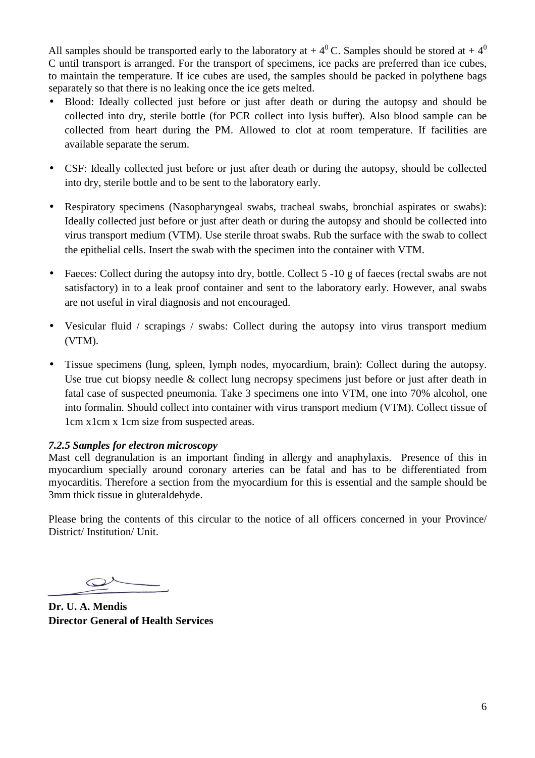All samples should be transported early to the laboratory at + $4^0$ C. Samples should be stored at + $4^0$ C until transport is arranged. For the transport of specimens, ice packs are preferred than ice cubes, to maintain the temperature. If ice cubes are used, the samples should be packed in polythene bags separately so that there is no leaking once the ice gets melted.

- Blood: Ideally collected just before or just after death or during the autopsy and should be collected into dry, sterile bottle (for PCR collect into lysis buffer). Also blood sample can be collected from heart during the PM. Allowed to clot at room temperature. If facilities are available separate the serum.
- CSF: Ideally collected just before or just after death or during the autopsy, should be collected into dry, sterile bottle and to be sent to the laboratory early.
- Respiratory specimens (Nasopharyngeal swabs, tracheal swabs, bronchial aspirates or swabs): Ideally collected just before or just after death or during the autopsy and should be collected into virus transport medium (VTM). Use sterile throat swabs. Rub the surface with the swab to collect the epithelial cells. Insert the swab with the specimen into the container with VTM.
- Faeces: Collect during the autopsy into dry, bottle. Collect 5 -10 g of faeces (rectal swabs are not satisfactory) in to a leak proof container and sent to the laboratory early. However, anal swabs are not useful in viral diagnosis and not encouraged.
- Vesicular fluid / scrapings / swabs: Collect during the autopsy into virus transport medium (VTM).
- Tissue specimens (lung, spleen, lymph nodes, myocardium, brain): Collect during the autopsy. Use true cut biopsy needle & collect lung necropsy specimens just before or just after death in fatal case of suspected pneumonia. Take 3 specimens one into VTM, one into 70% alcohol, one into formalin. Should collect into container with virus transport medium (VTM). Collect tissue of 1cm x1cm x 1cm size from suspected areas.

***7.2.5 Samples for electron microscopy***

Mast cell degranulation is an important finding in allergy and anaphylaxis. Presence of this in myocardium specially around coronary arteries can be fatal and has to be differentiated from myocarditis. Therefore a section from the myocardium for this is essential and the sample should be 3mm thick tissue in gluteraldehyde.

Please bring the contents of this circular to the notice of all officers concerned in your Province/ District/ Institution/ Unit.

**Dr. U. A. Mendis**
**Director General of Health Services**